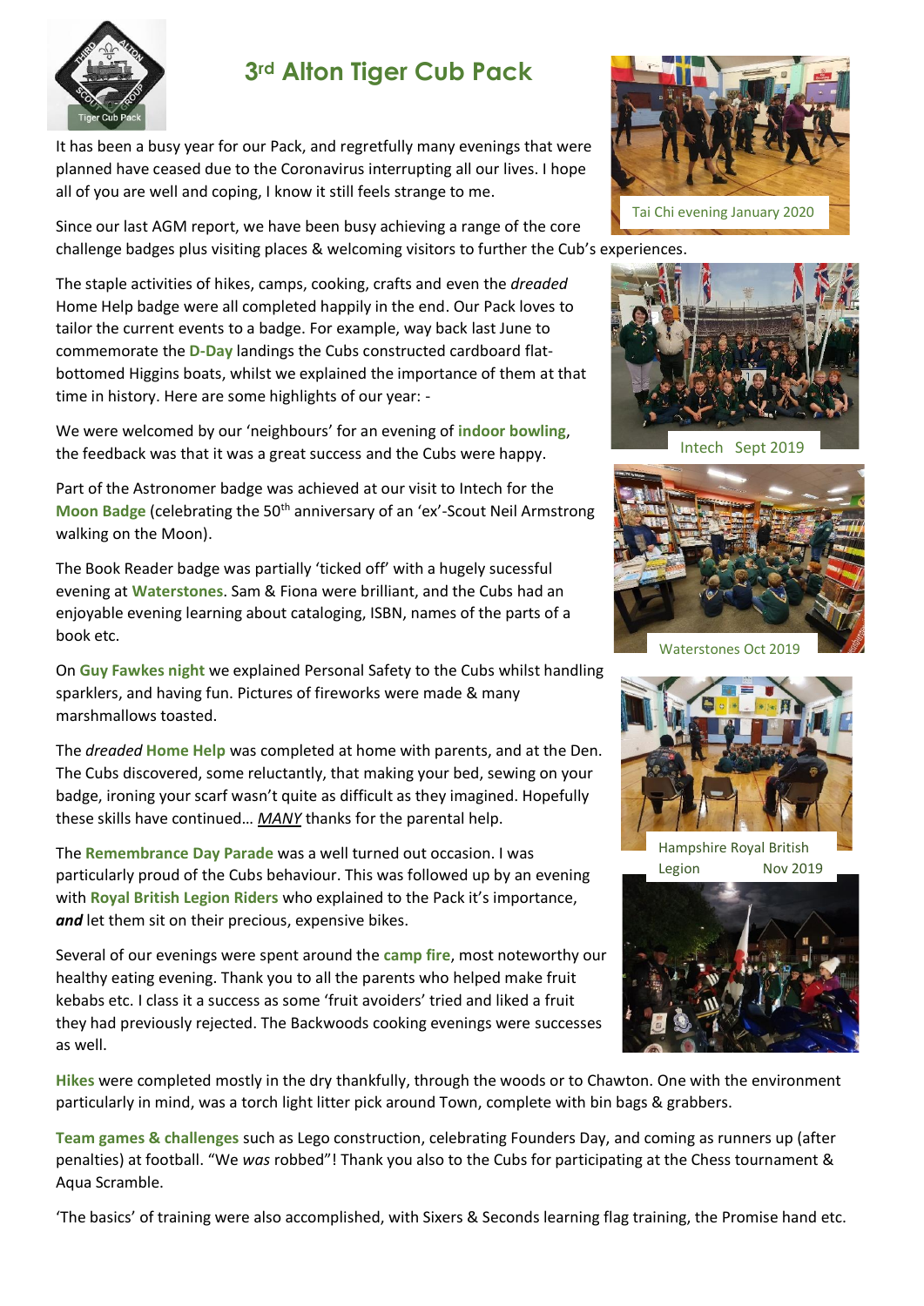# 3rd Alton Tiger Cub Pack

It has been a busy year for our Pack, and regretfully many evenings that were planned have ceased due to the Coronavirus interrupting all our lives. I hope all of you are well and coping, I know it still feels strange to me.

Since our last AGM report, we have been busy achieving a range of the core challenge badges plus visiting places & welcoming visitors to further the Cub's experiences.

The staple activities of hikes, camps, cooking, crafts and even the *dreaded* Home Help badge were all completed happily in the end. Our Pack loves to tailor the current events to a badge. For example, way back last June to commemorate the **D-Day** landings the Cubs constructed cardboard flat-bottomed Higgins boats, whilst we explained the importance of them at that time in history. Here are some highlights of our year: -

We were welcomed by our 'neighbours' for an evening of **indoor bowling**, the feedback was that it was a great success and the Cubs were happy.

Part of the Astronomer badge was achieved at our visit to Intech for the **Moon Badge** (celebrating the 50th anniversary of an 'ex'-Scout Neil Armstrong walking on the Moon).

The Book Reader badge was partially 'ticked off' with a hugely sucessful evening at **Waterstones**. Sam & Fiona were brilliant, and the Cubs had an enjoyable evening learning about cataloging, ISBN, names of the parts of a book etc.

On **Guy Fawkes night** we explained Personal Safety to the Cubs whilst handling sparklers, and having fun. Pictures of fireworks were made & many marshmallows toasted.

The *dreaded* **Home Help** was completed at home with parents, and at the Den. The Cubs discovered, some reluctantly, that making your bed, sewing on your badge, ironing your scarf wasn't quite as difficult as they imagined. Hopefully these skills have continued… *MANY* thanks for the parental help.

The **Remembrance Day Parade** was a well turned out occasion. I was particularly proud of the Cubs behaviour. This was followed up by an evening with **Royal British Legion Riders** who explained to the Pack it's importance, ***and*** let them sit on their precious, expensive bikes.

Several of our evenings were spent around the **camp fire**, most noteworthy our healthy eating evening. Thank you to all the parents who helped make fruit kebabs etc. I class it a success as some 'fruit avoiders' tried and liked a fruit they had previously rejected. The Backwoods cooking evenings were successes as well.

Tai Chi evening January 2020

Intech Sept 2019

Waterstones Oct 2019

Hampshire Royal British Legion Nov 2019

**Hikes** were completed mostly in the dry thankfully, through the woods or to Chawton. One with the environment particularly in mind, was a torch light litter pick around Town, complete with bin bags & grabbers.

**Team games & challenges** such as Lego construction, celebrating Founders Day, and coming as runners up (after penalties) at football. "We *was* robbed"! Thank you also to the Cubs for participating at the Chess tournament & Aqua Scramble.

'The basics' of training were also accomplished, with Sixers & Seconds learning flag training, the Promise hand etc.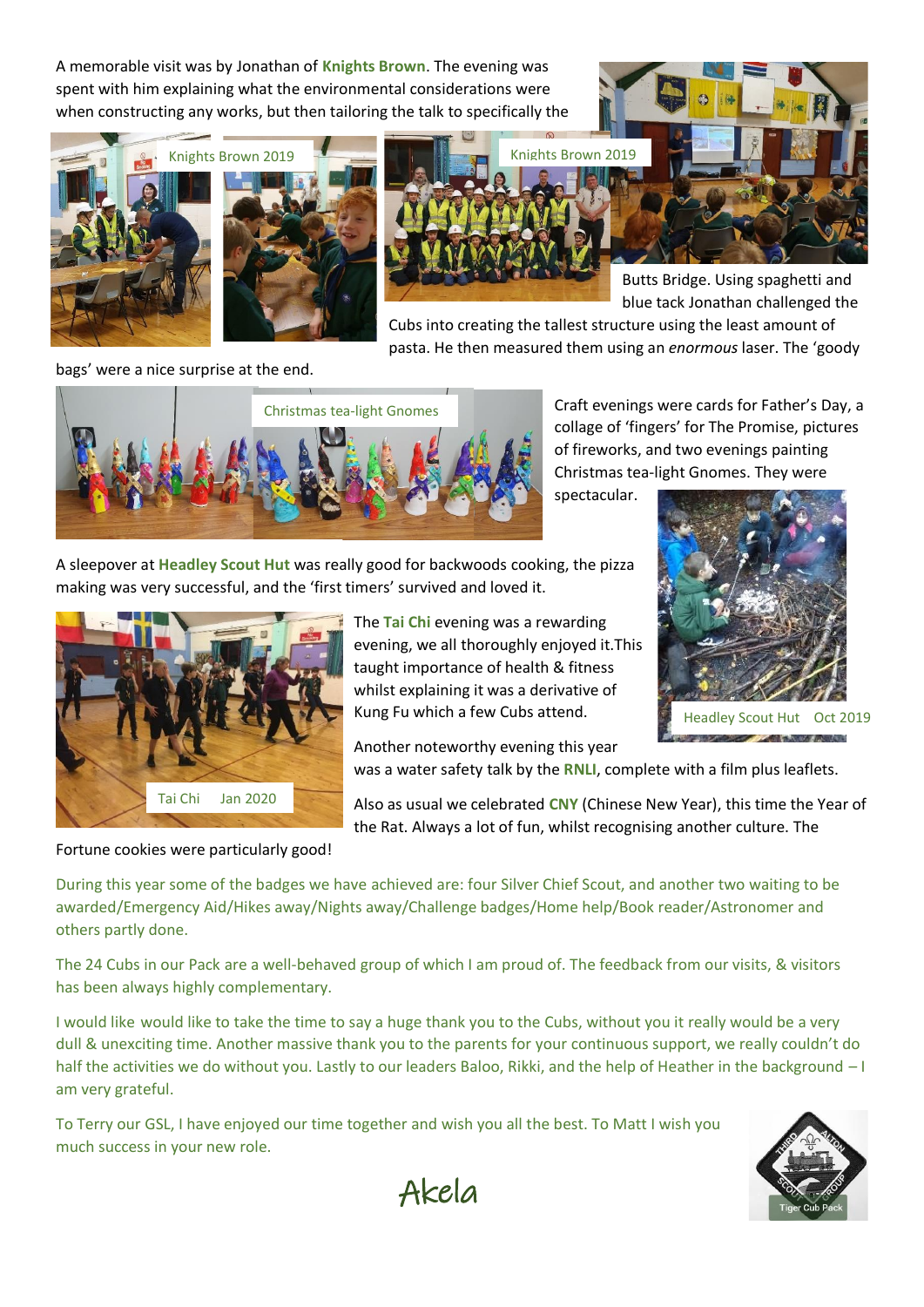A memorable visit was by Jonathan of **Knights Brown**. The evening was spent with him explaining what the environmental considerations were when constructing any works, but then tailoring the talk to specifically the Butts Bridge. Using spaghetti and blue tack Jonathan challenged the Cubs into creating the tallest structure using the least amount of pasta. He then measured them using an *enormous* laser. The 'goody bags' were a nice surprise at the end.

Knights Brown 2019

Knights Brown 2019

Christmas tea-light Gnomes

Craft evenings were cards for Father's Day, a collage of 'fingers' for The Promise, pictures of fireworks, and two evenings painting Christmas tea-light Gnomes. They were spectacular.

A sleepover at **Headley Scout Hut** was really good for backwoods cooking, the pizza making was very successful, and the 'first timers' survived and loved it.

Headley Scout Hut Oct 2019

The **Tai Chi** evening was a rewarding evening, we all thoroughly enjoyed it.This taught importance of health & fitness whilst explaining it was a derivative of Kung Fu which a few Cubs attend.

Tai Chi Jan 2020

Another noteworthy evening this year was a water safety talk by the **RNLI**, complete with a film plus leaflets.

Also as usual we celebrated **CNY** (Chinese New Year), this time the Year of the Rat. Always a lot of fun, whilst recognising another culture. The Fortune cookies were particularly good!

During this year some of the badges we have achieved are: four Silver Chief Scout, and another two waiting to be awarded/Emergency Aid/Hikes away/Nights away/Challenge badges/Home help/Book reader/Astronomer and others partly done.

The 24 Cubs in our Pack are a well-behaved group of which I am proud of. The feedback from our visits, & visitors has been always highly complementary.

I would like would like to take the time to say a huge thank you to the Cubs, without you it really would be a very dull & unexciting time. Another massive thank you to the parents for your continuous support, we really couldn't do half the activities we do without you. Lastly to our leaders Baloo, Rikki, and the help of Heather in the background – I am very grateful.

To Terry our GSL, I have enjoyed our time together and wish you all the best. To Matt I wish you much success in your new role.

Akela

Tiger Cub Pack